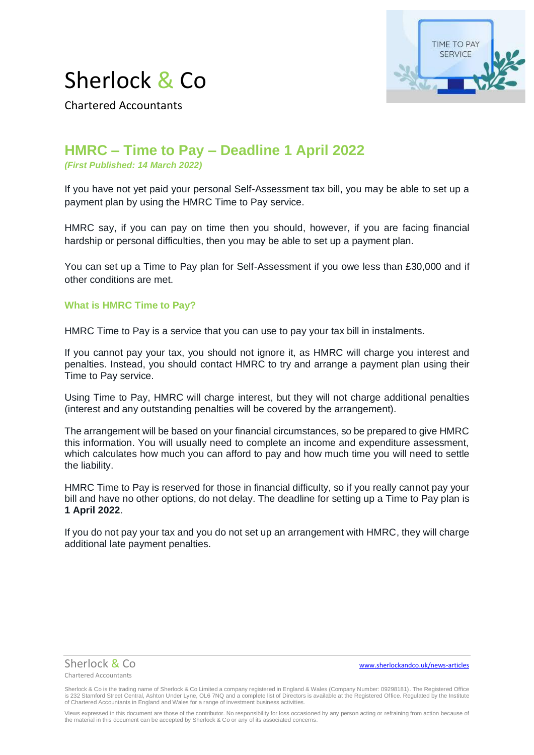Sherlock & Co

Chartered Accountants

# HMRC – Time to Pay – Deadline 1 April 2022

*(First Published: 14 March 2022)*

If you have not yet paid your personal Self-Assessment tax bill, you may be able to set up a payment plan by using the HMRC Time to Pay service.

HMRC say, if you can pay on time then you should, however, if you are facing financial hardship or personal difficulties, then you may be able to set up a payment plan.

You can set up a Time to Pay plan for Self-Assessment if you owe less than £30,000 and if other conditions are met.

## What is HMRC Time to Pay?

HMRC Time to Pay is a service that you can use to pay your tax bill in instalments.

If you cannot pay your tax, you should not ignore it, as HMRC will charge you interest and penalties. Instead, you should contact HMRC to try and arrange a payment plan using their Time to Pay service.

Using Time to Pay, HMRC will charge interest, but they will not charge additional penalties (interest and any outstanding penalties will be covered by the arrangement).

The arrangement will be based on your financial circumstances, so be prepared to give HMRC this information. You will usually need to complete an income and expenditure assessment, which calculates how much you can afford to pay and how much time you will need to settle the liability.

HMRC Time to Pay is reserved for those in financial difficulty, so if you really cannot pay your bill and have no other options, do not delay. The deadline for setting up a Time to Pay plan is **1 April 2022**.

If you do not pay your tax and you do not set up an arrangement with HMRC, they will charge additional late payment penalties.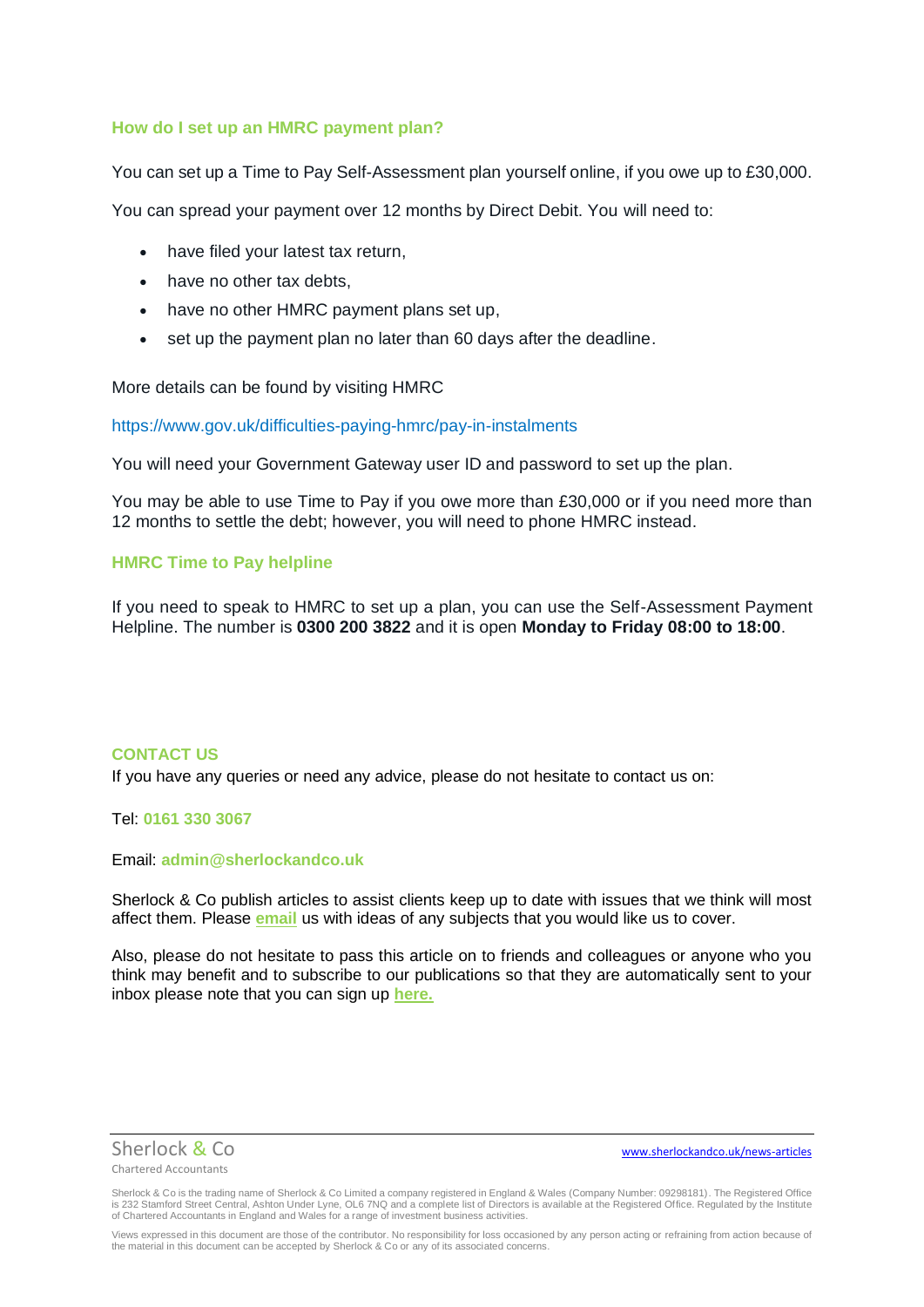### How do I set up an HMRC payment plan?

You can set up a Time to Pay Self-Assessment plan yourself online, if you owe up to £30,000.

You can spread your payment over 12 months by Direct Debit. You will need to:

- have filed your latest tax return,
- have no other tax debts,
- have no other HMRC payment plans set up,
- set up the payment plan no later than 60 days after the deadline.

More details can be found by visiting HMRC

https://www.gov.uk/difficulties-paying-hmrc/pay-in-instalments

You will need your Government Gateway user ID and password to set up the plan.

You may be able to use Time to Pay if you owe more than £30,000 or if you need more than 12 months to settle the debt; however, you will need to phone HMRC instead.

### HMRC Time to Pay helpline

If you need to speak to HMRC to set up a plan, you can use the Self-Assessment Payment Helpline. The number is **0300 200 3822** and it is open **Monday to Friday 08:00 to 18:00**.

### CONTACT US

If you have any queries or need any advice, please do not hesitate to contact us on:

Tel: **0161 330 3067**

Email: **admin@sherlockandco.uk**

Sherlock & Co publish articles to assist clients keep up to date with issues that we think will most affect them. Please **email** us with ideas of any subjects that you would like us to cover.

Also, please do not hesitate to pass this article on to friends and colleagues or anyone who you think may benefit and to subscribe to our publications so that they are automatically sent to your inbox please note that you can sign up **here.**

Sherlock & Co
Chartered Accountants

www.sherlockandco.uk/news-articles

Sherlock & Co is the trading name of Sherlock & Co Limited a company registered in England & Wales (Company Number: 09298181). The Registered Office is 232 Stamford Street Central, Ashton Under Lyne, OL6 7NQ and a complete list of Directors is available at the Registered Office. Regulated by the Institute of Chartered Accountants in England and Wales for a range of investment business activities.

Views expressed in this document are those of the contributor. No responsibility for loss occasioned by any person acting or refraining from action because of the material in this document can be accepted by Sherlock & Co or any of its associated concerns.